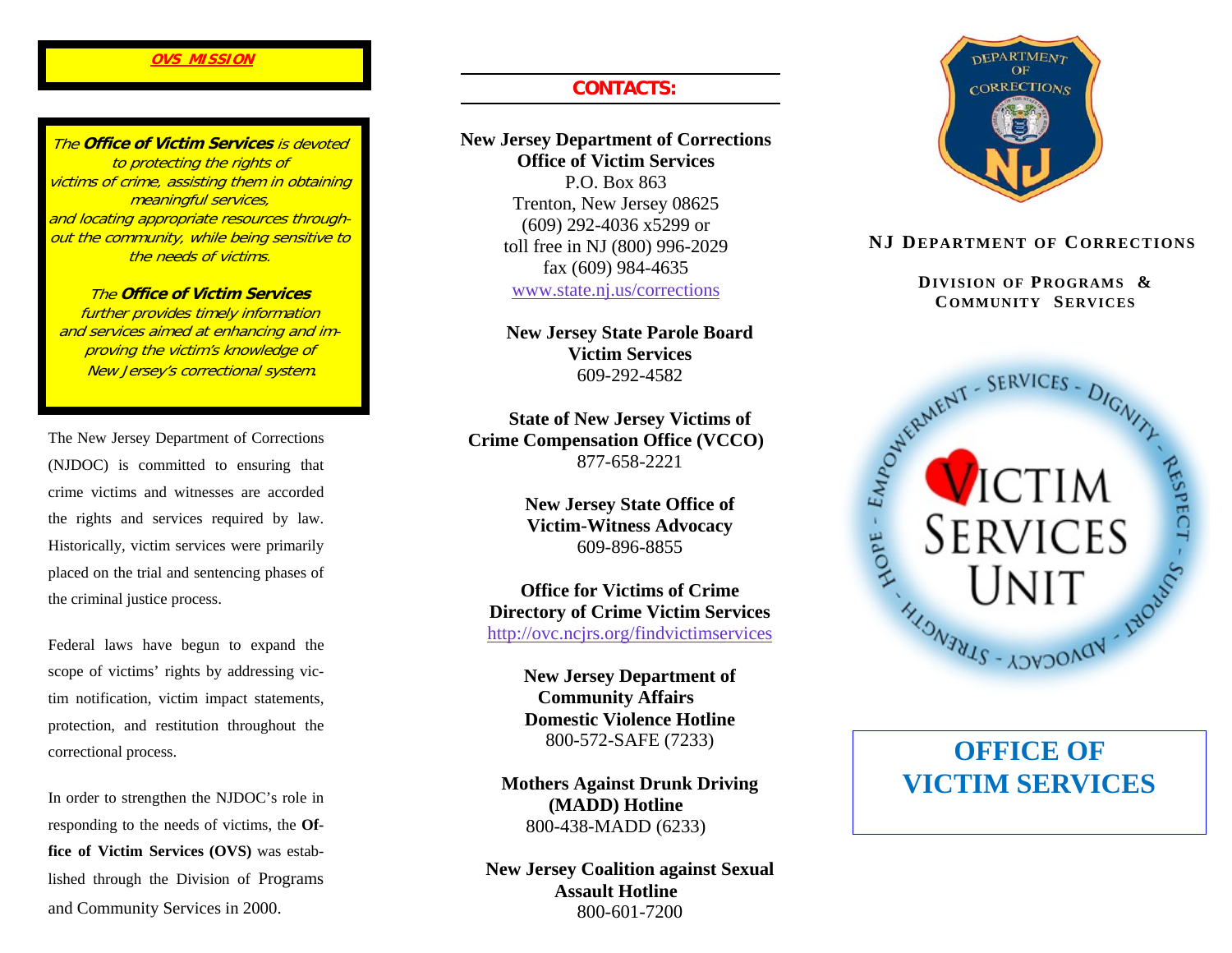**OVS MISSION**

*The **Office of Victim Services** is devoted to protecting the rights of victims of crime, assisting them in obtaining meaningful services, and locating appropriate resources throughout the community, while being sensitive to the needs of victims.*

*The **Office of Victim Services** further provides timely information and services aimed at enhancing and improving the victim's knowledge of New Jersey's correctional system.*

The New Jersey Department of Corrections (NJDOC) is committed to ensuring that crime victims and witnesses are accorded the rights and services required by law. Historically, victim services were primarily placed on the trial and sentencing phases of the criminal justice process.

Federal laws have begun to expand the scope of victims' rights by addressing victim notification, victim impact statements, protection, and restitution throughout the correctional process.

In order to strengthen the NJDOC's role in responding to the needs of victims, the **Office of Victim Services (OVS)** was established through the Division of Programs and Community Services in 2000.

## CONTACTS:

**New Jersey Department of Corrections**
**Office of Victim Services**
P.O. Box 863
Trenton, New Jersey 08625
(609) 292-4036 x5299 or
toll free in NJ (800) 996-2029
fax (609) 984-4635
www.state.nj.us/corrections

**New Jersey State Parole Board**
**Victim Services**
609-292-4582

**State of New Jersey Victims of Crime Compensation Office (VCCO)**
877-658-2221

**New Jersey State Office of Victim-Witness Advocacy**
609-896-8855

**Office for Victims of Crime Directory of Crime Victim Services**
http://ovc.ncjrs.org/findvictimservices

**New Jersey Department of Community Affairs**
**Domestic Violence Hotline**
800-572-SAFE (7233)

**Mothers Against Drunk Driving (MADD) Hotline**
800-438-MADD (6233)

**New Jersey Coalition against Sexual Assault Hotline**
800-601-7200

DEPARTMENT OF CORRECTIONS NJ

**NJ DEPARTMENT OF CORRECTIONS**

**DIVISION OF PROGRAMS & COMMUNITY SERVICES**

EMPOWERMENT - SERVICES - DIGNITY - RESPECT - SUPPORT - ADVOCACY - STRENGTH - HOPE

VICTIM SERVICES UNIT

# OFFICE OF VICTIM SERVICES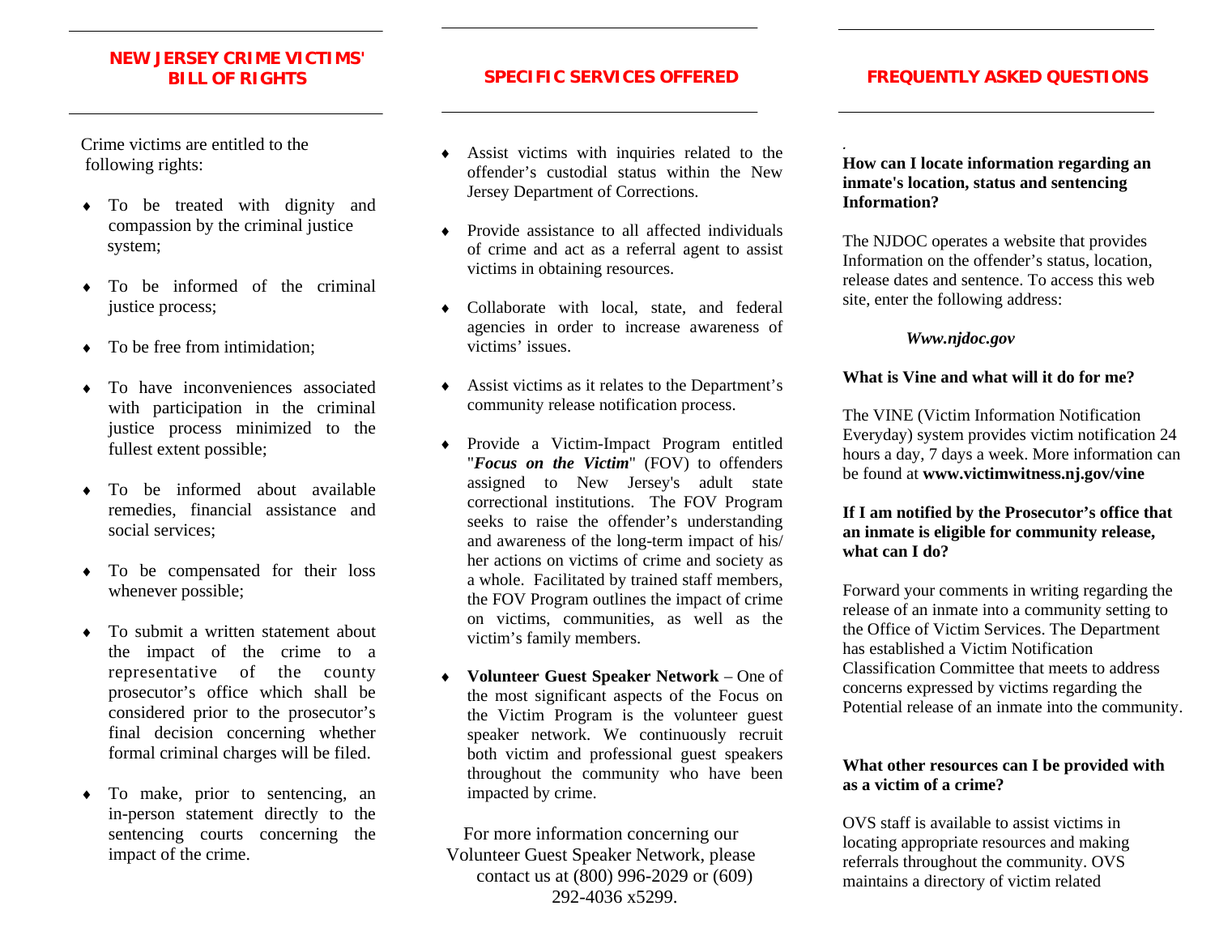## NEW JERSEY CRIME VICTIMS' BILL OF RIGHTS

Crime victims are entitled to the following rights:

- To be treated with dignity and compassion by the criminal justice system;
- To be informed of the criminal justice process;
- To be free from intimidation;
- To have inconveniences associated with participation in the criminal justice process minimized to the fullest extent possible;
- To be informed about available remedies, financial assistance and social services;
- To be compensated for their loss whenever possible;
- To submit a written statement about the impact of the crime to a representative of the county prosecutor's office which shall be considered prior to the prosecutor's final decision concerning whether formal criminal charges will be filed.
- To make, prior to sentencing, an in-person statement directly to the sentencing courts concerning the impact of the crime.

## SPECIFIC SERVICES OFFERED

- Assist victims with inquiries related to the offender's custodial status within the New Jersey Department of Corrections.
- Provide assistance to all affected individuals of crime and act as a referral agent to assist victims in obtaining resources.
- Collaborate with local, state, and federal agencies in order to increase awareness of victims' issues.
- Assist victims as it relates to the Department's community release notification process.
- Provide a Victim-Impact Program entitled "***Focus on the Victim***" (FOV) to offenders assigned to New Jersey's adult state correctional institutions. The FOV Program seeks to raise the offender's understanding and awareness of the long-term impact of his/her actions on victims of crime and society as a whole. Facilitated by trained staff members, the FOV Program outlines the impact of crime on victims, communities, as well as the victim's family members.
- **Volunteer Guest Speaker Network** – One of the most significant aspects of the Focus on the Victim Program is the volunteer guest speaker network. We continuously recruit both victim and professional guest speakers throughout the community who have been impacted by crime.

For more information concerning our Volunteer Guest Speaker Network, please contact us at (800) 996-2029 or (609) 292-4036 x5299.

## FREQUENTLY ASKED QUESTIONS

**How can I locate information regarding an inmate's location, status and sentencing Information?**

The NJDOC operates a website that provides Information on the offender's status, location, release dates and sentence. To access this web site, enter the following address:

***Www.njdoc.gov***

**What is Vine and what will it do for me?**

The VINE (Victim Information Notification Everyday) system provides victim notification 24 hours a day, 7 days a week. More information can be found at **www.victimwitness.nj.gov/vine**

**If I am notified by the Prosecutor's office that an inmate is eligible for community release, what can I do?**

Forward your comments in writing regarding the release of an inmate into a community setting to the Office of Victim Services. The Department has established a Victim Notification Classification Committee that meets to address concerns expressed by victims regarding the Potential release of an inmate into the community.

**What other resources can I be provided with as a victim of a crime?**

OVS staff is available to assist victims in locating appropriate resources and making referrals throughout the community. OVS maintains a directory of victim related